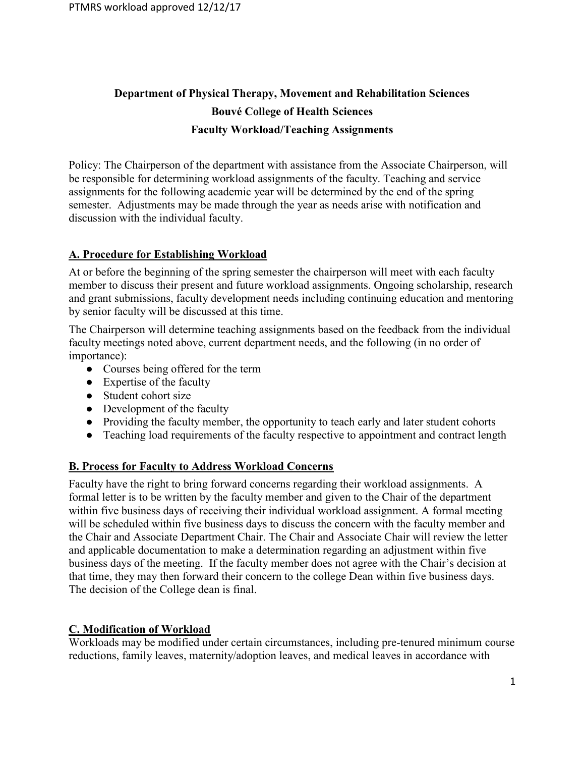# Department of Physical Therapy, Movement and Rehabilitation Sciences
# Bouvé College of Health Sciences
# Faculty Workload/Teaching Assignments

Policy: The Chairperson of the department with assistance from the Associate Chairperson, will be responsible for determining workload assignments of the faculty. Teaching and service assignments for the following academic year will be determined by the end of the spring semester. Adjustments may be made through the year as needs arise with notification and discussion with the individual faculty.

## A. Procedure for Establishing Workload

At or before the beginning of the spring semester the chairperson will meet with each faculty member to discuss their present and future workload assignments. Ongoing scholarship, research and grant submissions, faculty development needs including continuing education and mentoring by senior faculty will be discussed at this time.

The Chairperson will determine teaching assignments based on the feedback from the individual faculty meetings noted above, current department needs, and the following (in no order of importance):

- Courses being offered for the term
- Expertise of the faculty
- Student cohort size
- Development of the faculty
- Providing the faculty member, the opportunity to teach early and later student cohorts
- Teaching load requirements of the faculty respective to appointment and contract length

## B. Process for Faculty to Address Workload Concerns

Faculty have the right to bring forward concerns regarding their workload assignments. A formal letter is to be written by the faculty member and given to the Chair of the department within five business days of receiving their individual workload assignment. A formal meeting will be scheduled within five business days to discuss the concern with the faculty member and the Chair and Associate Department Chair. The Chair and Associate Chair will review the letter and applicable documentation to make a determination regarding an adjustment within five business days of the meeting. If the faculty member does not agree with the Chair's decision at that time, they may then forward their concern to the college Dean within five business days. The decision of the College dean is final.

## C. Modification of Workload

Workloads may be modified under certain circumstances, including pre-tenured minimum course reductions, family leaves, maternity/adoption leaves, and medical leaves in accordance with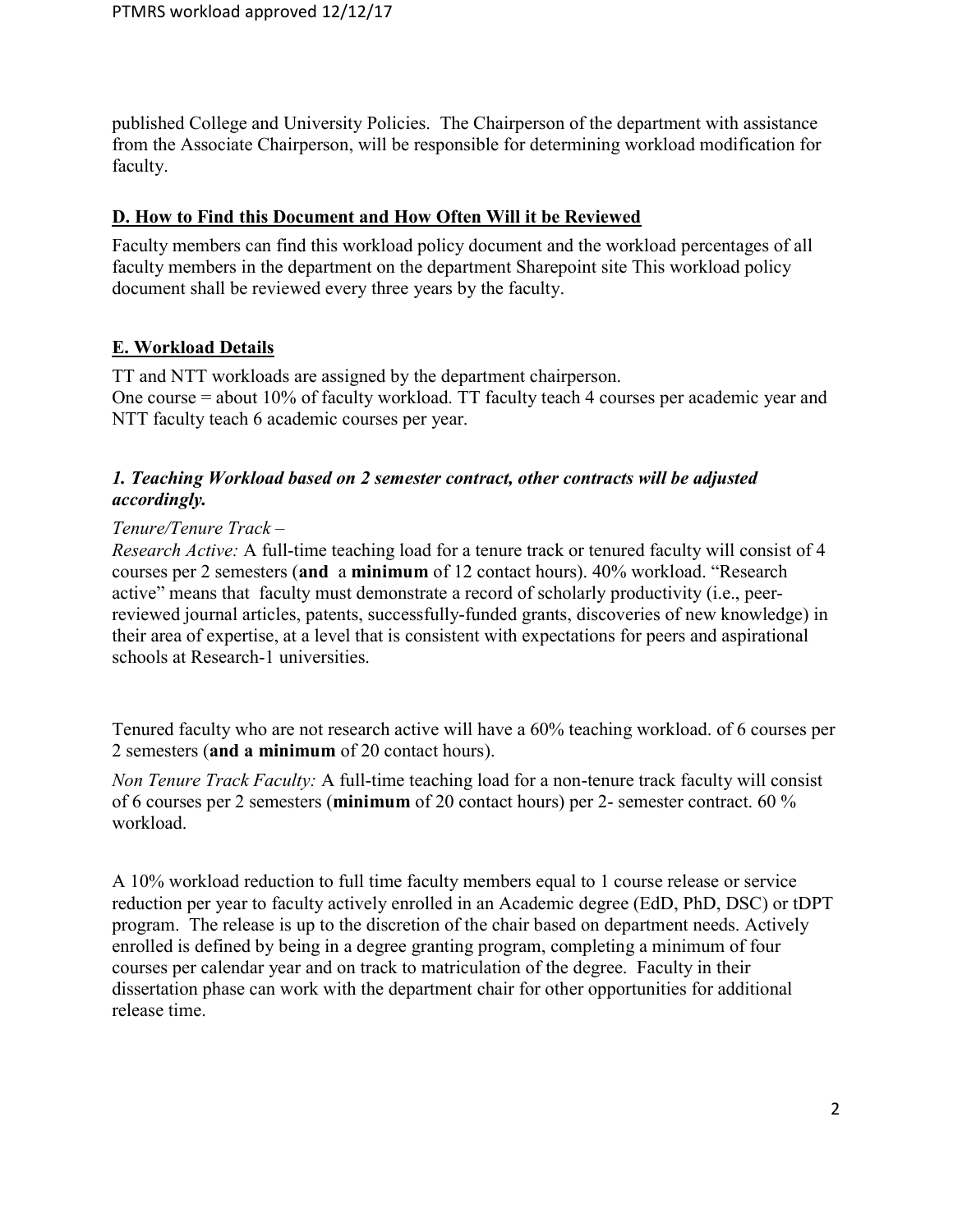published College and University Policies. The Chairperson of the department with assistance from the Associate Chairperson, will be responsible for determining workload modification for faculty.

## D. How to Find this Document and How Often Will it be Reviewed

Faculty members can find this workload policy document and the workload percentages of all faculty members in the department on the department Sharepoint site This workload policy document shall be reviewed every three years by the faculty.

## E. Workload Details

TT and NTT workloads are assigned by the department chairperson.
One course = about 10% of faculty workload. TT faculty teach 4 courses per academic year and NTT faculty teach 6 academic courses per year.

### *1. Teaching Workload based on 2 semester contract, other contracts will be adjusted accordingly.*

*Tenure/Tenure Track –*

*Research Active:* A full-time teaching load for a tenure track or tenured faculty will consist of 4 courses per 2 semesters (**and** a **minimum** of 12 contact hours). 40% workload. "Research active" means that faculty must demonstrate a record of scholarly productivity (i.e., peer-reviewed journal articles, patents, successfully-funded grants, discoveries of new knowledge) in their area of expertise, at a level that is consistent with expectations for peers and aspirational schools at Research-1 universities.

Tenured faculty who are not research active will have a 60% teaching workload. of 6 courses per 2 semesters (**and a minimum** of 20 contact hours).

*Non Tenure Track Faculty:* A full-time teaching load for a non-tenure track faculty will consist of 6 courses per 2 semesters (**minimum** of 20 contact hours) per 2- semester contract. 60 % workload.

A 10% workload reduction to full time faculty members equal to 1 course release or service reduction per year to faculty actively enrolled in an Academic degree (EdD, PhD, DSC) or tDPT program. The release is up to the discretion of the chair based on department needs. Actively enrolled is defined by being in a degree granting program, completing a minimum of four courses per calendar year and on track to matriculation of the degree. Faculty in their dissertation phase can work with the department chair for other opportunities for additional release time.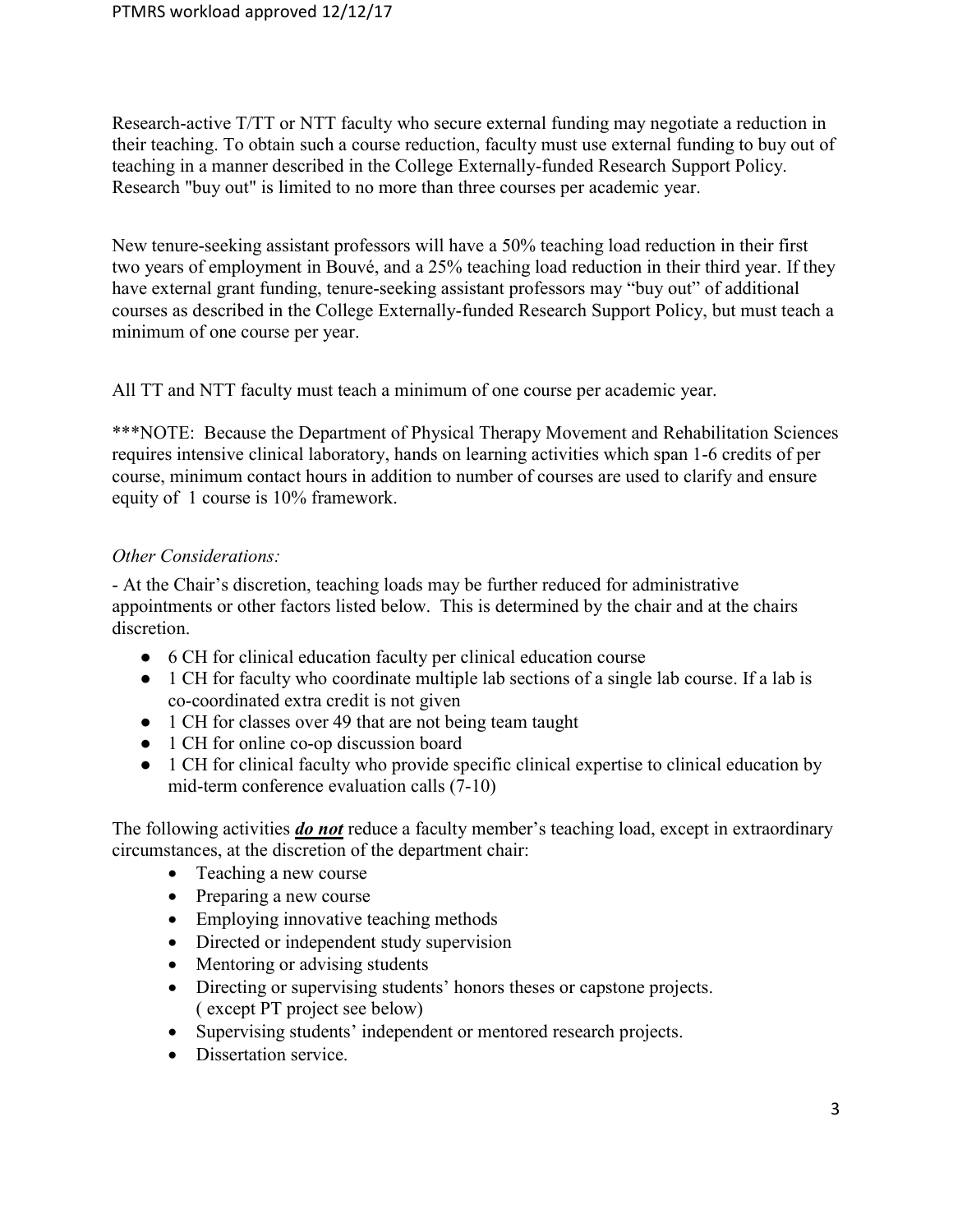Research-active T/TT or NTT faculty who secure external funding may negotiate a reduction in their teaching. To obtain such a course reduction, faculty must use external funding to buy out of teaching in a manner described in the College Externally-funded Research Support Policy. Research "buy out" is limited to no more than three courses per academic year.

New tenure-seeking assistant professors will have a 50% teaching load reduction in their first two years of employment in Bouvé, and a 25% teaching load reduction in their third year. If they have external grant funding, tenure-seeking assistant professors may "buy out" of additional courses as described in the College Externally-funded Research Support Policy, but must teach a minimum of one course per year.

All TT and NTT faculty must teach a minimum of one course per academic year.

***NOTE: Because the Department of Physical Therapy Movement and Rehabilitation Sciences requires intensive clinical laboratory, hands on learning activities which span 1-6 credits of per course, minimum contact hours in addition to number of courses are used to clarify and ensure equity of 1 course is 10% framework.

*Other Considerations:*

- At the Chair's discretion, teaching loads may be further reduced for administrative appointments or other factors listed below. This is determined by the chair and at the chairs discretion.

- 6 CH for clinical education faculty per clinical education course
- 1 CH for faculty who coordinate multiple lab sections of a single lab course. If a lab is co-coordinated extra credit is not given
- 1 CH for classes over 49 that are not being team taught
- 1 CH for online co-op discussion board
- 1 CH for clinical faculty who provide specific clinical expertise to clinical education by mid-term conference evaluation calls (7-10)

The following activities ***do not*** reduce a faculty member's teaching load, except in extraordinary circumstances, at the discretion of the department chair:

- Teaching a new course
- Preparing a new course
- Employing innovative teaching methods
- Directed or independent study supervision
- Mentoring or advising students
- Directing or supervising students' honors theses or capstone projects. ( except PT project see below)
- Supervising students' independent or mentored research projects.
- Dissertation service.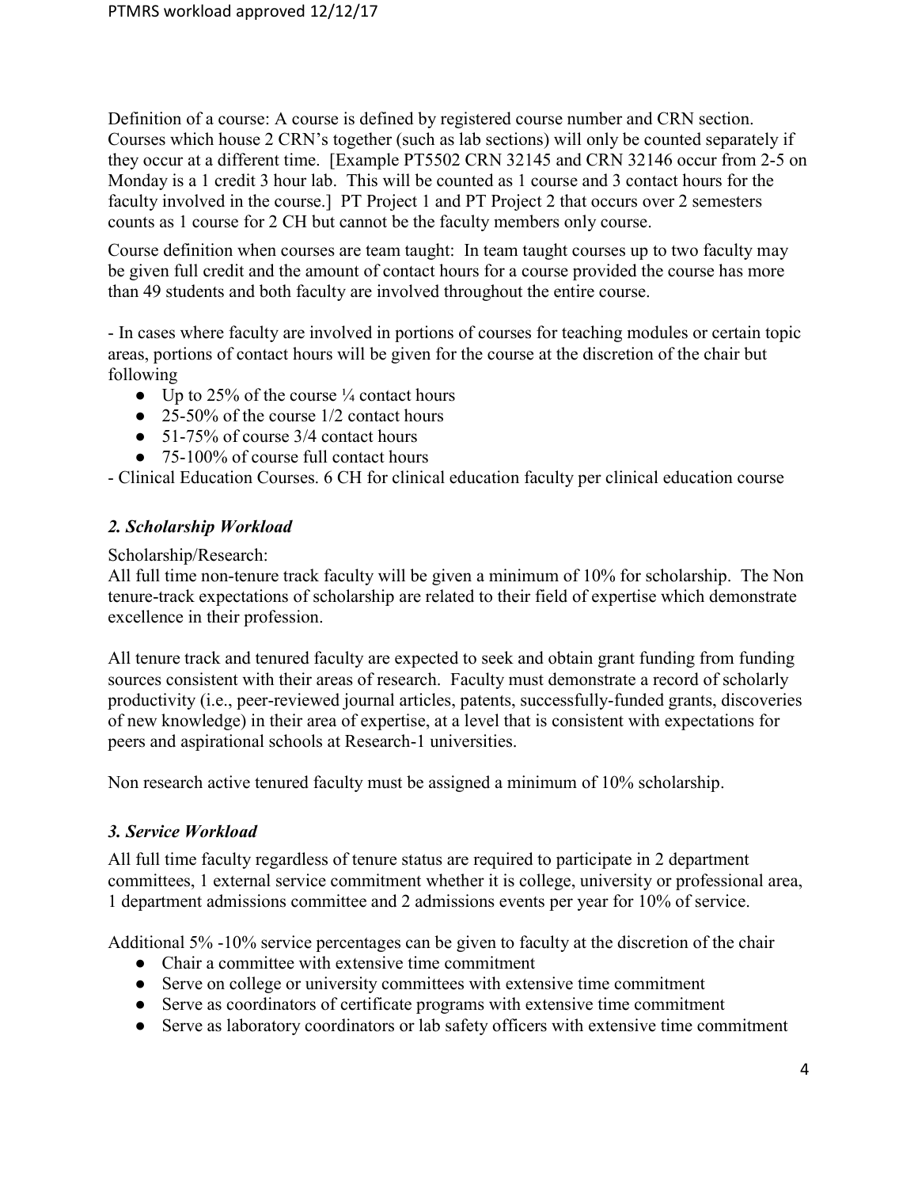Definition of a course: A course is defined by registered course number and CRN section. Courses which house 2 CRN's together (such as lab sections) will only be counted separately if they occur at a different time. [Example PT5502 CRN 32145 and CRN 32146 occur from 2-5 on Monday is a 1 credit 3 hour lab. This will be counted as 1 course and 3 contact hours for the faculty involved in the course.] PT Project 1 and PT Project 2 that occurs over 2 semesters counts as 1 course for 2 CH but cannot be the faculty members only course.

Course definition when courses are team taught: In team taught courses up to two faculty may be given full credit and the amount of contact hours for a course provided the course has more than 49 students and both faculty are involved throughout the entire course.

- In cases where faculty are involved in portions of courses for teaching modules or certain topic areas, portions of contact hours will be given for the course at the discretion of the chair but following
  - Up to 25% of the course ¼ contact hours
  - 25-50% of the course 1/2 contact hours
  - 51-75% of course 3/4 contact hours
  - 75-100% of course full contact hours
- Clinical Education Courses. 6 CH for clinical education faculty per clinical education course

### *2. Scholarship Workload*

Scholarship/Research:
All full time non-tenure track faculty will be given a minimum of 10% for scholarship. The Non tenure-track expectations of scholarship are related to their field of expertise which demonstrate excellence in their profession.

All tenure track and tenured faculty are expected to seek and obtain grant funding from funding sources consistent with their areas of research. Faculty must demonstrate a record of scholarly productivity (i.e., peer-reviewed journal articles, patents, successfully-funded grants, discoveries of new knowledge) in their area of expertise, at a level that is consistent with expectations for peers and aspirational schools at Research-1 universities.

Non research active tenured faculty must be assigned a minimum of 10% scholarship.

### *3. Service Workload*

All full time faculty regardless of tenure status are required to participate in 2 department committees, 1 external service commitment whether it is college, university or professional area, 1 department admissions committee and 2 admissions events per year for 10% of service.

Additional 5% -10% service percentages can be given to faculty at the discretion of the chair

- Chair a committee with extensive time commitment
- Serve on college or university committees with extensive time commitment
- Serve as coordinators of certificate programs with extensive time commitment
- Serve as laboratory coordinators or lab safety officers with extensive time commitment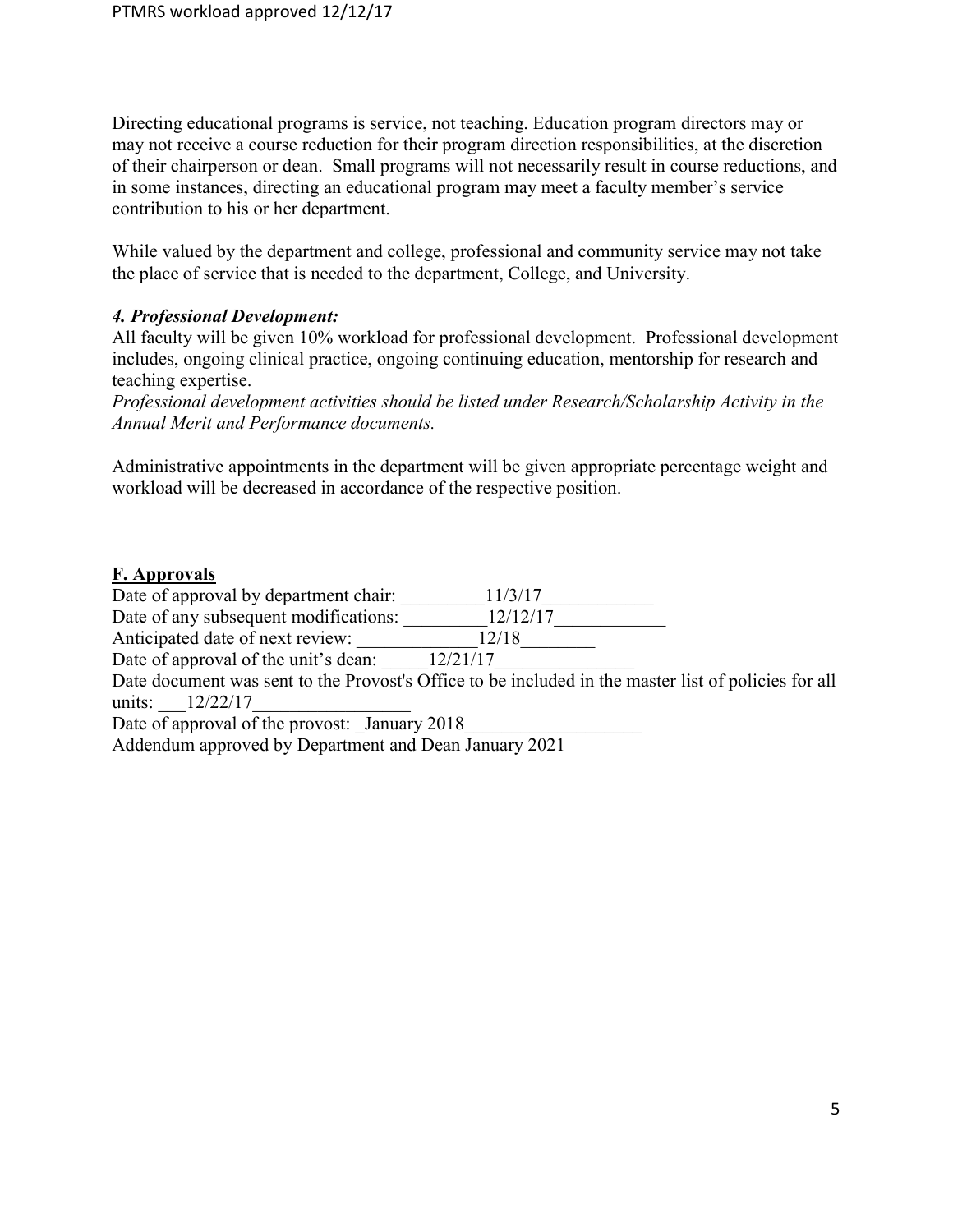Directing educational programs is service, not teaching. Education program directors may or may not receive a course reduction for their program direction responsibilities, at the discretion of their chairperson or dean. Small programs will not necessarily result in course reductions, and in some instances, directing an educational program may meet a faculty member's service contribution to his or her department.

While valued by the department and college, professional and community service may not take the place of service that is needed to the department, College, and University.

### *4. Professional Development:*

All faculty will be given 10% workload for professional development. Professional development includes, ongoing clinical practice, ongoing continuing education, mentorship for research and teaching expertise.

*Professional development activities should be listed under Research/Scholarship Activity in the Annual Merit and Performance documents.*

Administrative appointments in the department will be given appropriate percentage weight and workload will be decreased in accordance of the respective position.

## F. Approvals

Date of approval by department chair: _________11/3/17____________

Date of any subsequent modifications: _________12/12/17____________

Anticipated date of next review: _____________12/18________

Date of approval of the unit's dean: _____12/21/17_______________

Date document was sent to the Provost's Office to be included in the master list of policies for all units: ___12/22/17_________________

Date of approval of the provost: _January 2018___________________

Addendum approved by Department and Dean January 2021